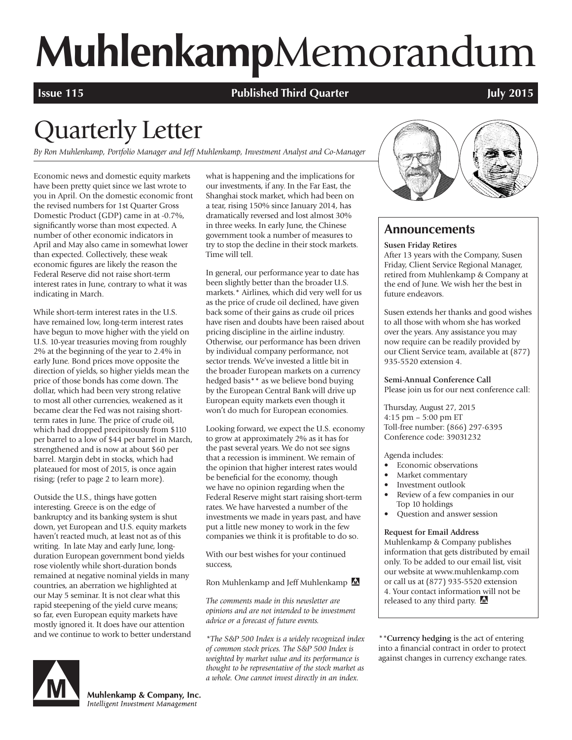# Muhlenkamp Memorandum

**Issue 115** | **Published Third Quarter** | **July 2015**

# Quarterly Letter

*By Ron Muhlenkamp, Portfolio Manager and Jeff Muhlenkamp, Investment Analyst and Co-Manager*

Economic news and domestic equity markets have been pretty quiet since we last wrote to you in April. On the domestic economic front the revised numbers for 1st Quarter Gross Domestic Product (GDP) came in at -0.7%, significantly worse than most expected. A number of other economic indicators in April and May also came in somewhat lower than expected. Collectively, these weak economic figures are likely the reason the Federal Reserve did not raise short-term interest rates in June, contrary to what it was indicating in March.

While short-term interest rates in the U.S. have remained low, long-term interest rates have begun to move higher with the yield on U.S. 10-year treasuries moving from roughly 2% at the beginning of the year to 2.4% in early June. Bond prices move opposite the direction of yields, so higher yields mean the price of those bonds has come down. The dollar, which had been very strong relative to most all other currencies, weakened as it became clear the Fed was not raising short-term rates in June. The price of crude oil, which had dropped precipitously from $110 per barrel to a low of $44 per barrel in March, strengthened and is now at about $60 per barrel. Margin debt in stocks, which had plateaued for most of 2015, is once again rising; (refer to page 2 to learn more).

Outside the U.S., things have gotten interesting. Greece is on the edge of bankruptcy and its banking system is shut down, yet European and U.S. equity markets haven't reacted much, at least not as of this writing. In late May and early June, long-duration European government bond yields rose violently while short-duration bonds remained at negative nominal yields in many countries, an aberration we highlighted at our May 5 seminar. It is not clear what this rapid steepening of the yield curve means; so far, even European equity markets have mostly ignored it. It does have our attention and we continue to work to better understand what is happening and the implications for our investments, if any. In the Far East, the Shanghai stock market, which had been on a tear, rising 150% since January 2014, has dramatically reversed and lost almost 30% in three weeks. In early June, the Chinese government took a number of measures to try to stop the decline in their stock markets. Time will tell.

In general, our performance year to date has been slightly better than the broader U.S. markets.* Airlines, which did very well for us as the price of crude oil declined, have given back some of their gains as crude oil prices have risen and doubts have been raised about pricing discipline in the airline industry. Otherwise, our performance has been driven by individual company performance, not sector trends. We've invested a little bit in the broader European markets on a currency hedged basis** as we believe bond buying by the European Central Bank will drive up European equity markets even though it won't do much for European economies.

Looking forward, we expect the U.S. economy to grow at approximately 2% as it has for the past several years. We do not see signs that a recession is imminent. We remain of the opinion that higher interest rates would be beneficial for the economy, though we have no opinion regarding when the Federal Reserve might start raising short-term rates. We have harvested a number of the investments we made in years past, and have put a little new money to work in the few companies we think it is profitable to do so.

With our best wishes for your continued success,

Ron Muhlenkamp and Jeff Muhlenkamp

*The comments made in this newsletter are opinions and are not intended to be investment advice or a forecast of future events.*

*\*The S&P 500 Index is a widely recognized index of common stock prices. The S&P 500 Index is weighted by market value and its performance is thought to be representative of the stock market as a whole. One cannot invest directly in an index.*

## Announcements

**Susen Friday Retires**

After 13 years with the Company, Susen Friday, Client Service Regional Manager, retired from Muhlenkamp & Company at the end of June. We wish her the best in future endeavors.

Susen extends her thanks and good wishes to all those with whom she has worked over the years. Any assistance you may now require can be readily provided by our Client Service team, available at (877) 935-5520 extension 4.

**Semi-Annual Conference Call**

Please join us for our next conference call:

Thursday, August 27, 2015
4:15 pm – 5:00 pm ET
Toll-free number: (866) 297-6395
Conference code: 39031232

Agenda includes:

- Economic observations
- Market commentary
- Investment outlook
- Review of a few companies in our Top 10 holdings
- Question and answer session

**Request for Email Address**

Muhlenkamp & Company publishes information that gets distributed by email only. To be added to our email list, visit our website at www.muhlenkamp.com or call us at (877) 935-5520 extension 4. Your contact information will not be released to any third party.

**\*\*Currency hedging** is the act of entering into a financial contract in order to protect against changes in currency exchange rates.

Muhlenkamp & Company, Inc.
*Intelligent Investment Management*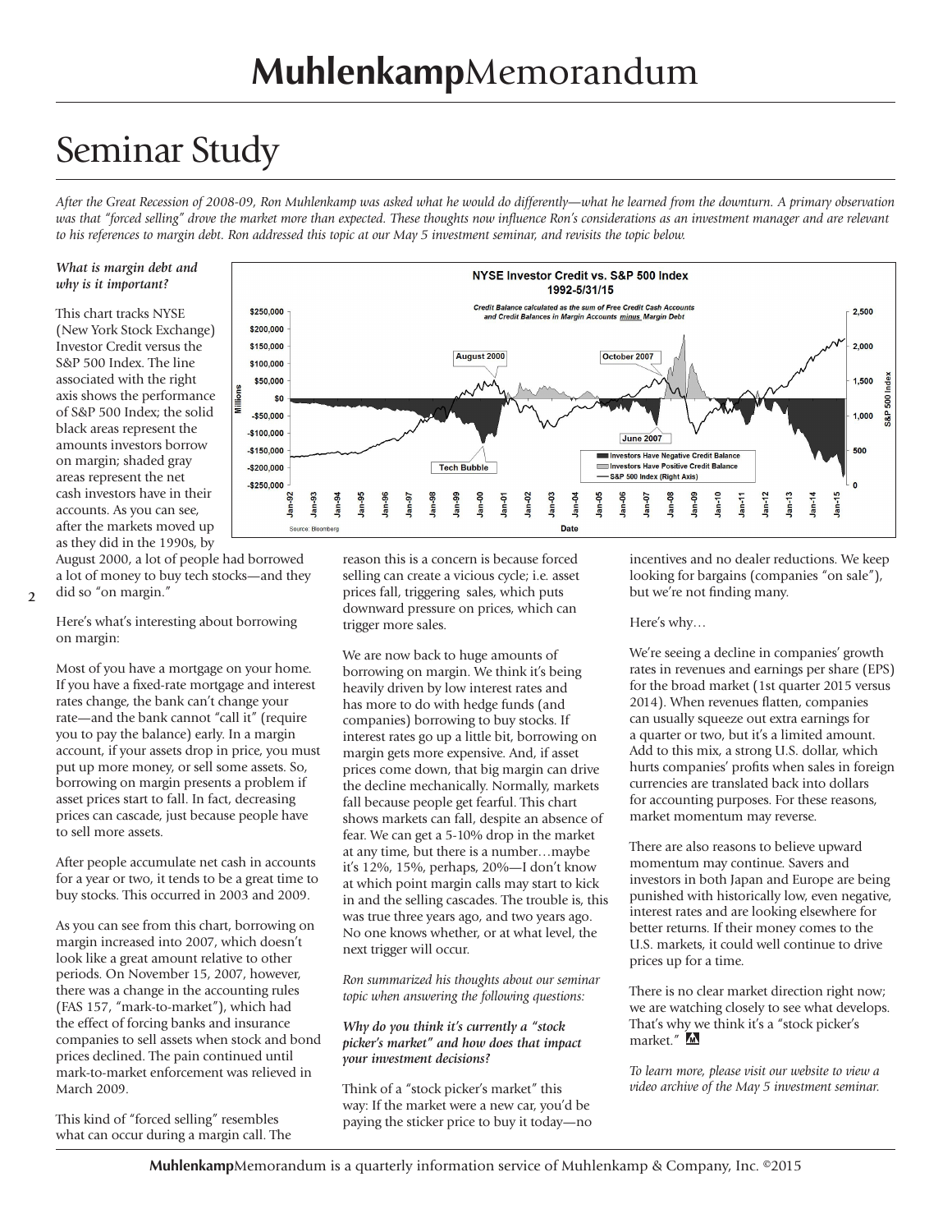# Seminar Study

*After the Great Recession of 2008-09, Ron Muhlenkamp was asked what he would do differently—what he learned from the downturn. A primary observation was that "forced selling" drove the market more than expected. These thoughts now influence Ron's considerations as an investment manager and are relevant to his references to margin debt. Ron addressed this topic at our May 5 investment seminar, and revisits the topic below.*

***What is margin debt and why is it important?***

This chart tracks NYSE (New York Stock Exchange) Investor Credit versus the S&P 500 Index. The line associated with the right axis shows the performance of S&P 500 Index; the solid black areas represent the amounts investors borrow on margin; shaded gray areas represent the net cash investors have in their accounts. As you can see, after the markets moved up as they did in the 1990s, by August 2000, a lot of people had borrowed a lot of money to buy tech stocks—and they did so "on margin."

Here's what's interesting about borrowing on margin:

Most of you have a mortgage on your home. If you have a fixed-rate mortgage and interest rates change, the bank can't change your rate—and the bank cannot "call it" (require you to pay the balance) early. In a margin account, if your assets drop in price, you must put up more money, or sell some assets. So, borrowing on margin presents a problem if asset prices start to fall. In fact, decreasing prices can cascade, just because people have to sell more assets.

After people accumulate net cash in accounts for a year or two, it tends to be a great time to buy stocks. This occurred in 2003 and 2009.

As you can see from this chart, borrowing on margin increased into 2007, which doesn't look like a great amount relative to other periods. On November 15, 2007, however, there was a change in the accounting rules (FAS 157, "mark-to-market"), which had the effect of forcing banks and insurance companies to sell assets when stock and bond prices declined. The pain continued until mark-to-market enforcement was relieved in March 2009.

This kind of "forced selling" resembles what can occur during a margin call. The reason this is a concern is because forced selling can create a vicious cycle; i.e. asset prices fall, triggering sales, which puts downward pressure on prices, which can trigger more sales.

We are now back to huge amounts of borrowing on margin. We think it's being heavily driven by low interest rates and has more to do with hedge funds (and companies) borrowing to buy stocks. If interest rates go up a little bit, borrowing on margin gets more expensive. And, if asset prices come down, that big margin can drive the decline mechanically. Normally, markets fall because people get fearful. This chart shows markets can fall, despite an absence of fear. We can get a 5-10% drop in the market at any time, but there is a number…maybe it's 12%, 15%, perhaps, 20%—I don't know at which point margin calls may start to kick in and the selling cascades. The trouble is, this was true three years ago, and two years ago. No one knows whether, or at what level, the next trigger will occur.

*Ron summarized his thoughts about our seminar topic when answering the following questions:*

***Why do you think it's currently a "stock picker's market" and how does that impact your investment decisions?***

Think of a "stock picker's market" this way: If the market were a new car, you'd be paying the sticker price to buy it today—no incentives and no dealer reductions. We keep looking for bargains (companies "on sale"), but we're not finding many.

Here's why…

We're seeing a decline in companies' growth rates in revenues and earnings per share (EPS) for the broad market (1st quarter 2015 versus 2014). When revenues flatten, companies can usually squeeze out extra earnings for a quarter or two, but it's a limited amount. Add to this mix, a strong U.S. dollar, which hurts companies' profits when sales in foreign currencies are translated back into dollars for accounting purposes. For these reasons, market momentum may reverse.

There are also reasons to believe upward momentum may continue. Savers and investors in both Japan and Europe are being punished with historically low, even negative, interest rates and are looking elsewhere for better returns. If their money comes to the U.S. markets, it could well continue to drive prices up for a time.

There is no clear market direction right now; we are watching closely to see what develops. That's why we think it's a "stock picker's market."

*To learn more, please visit our website to view a video archive of the May 5 investment seminar.*

**Muhlenkamp**Memorandum is a quarterly information service of Muhlenkamp & Company, Inc. ©2015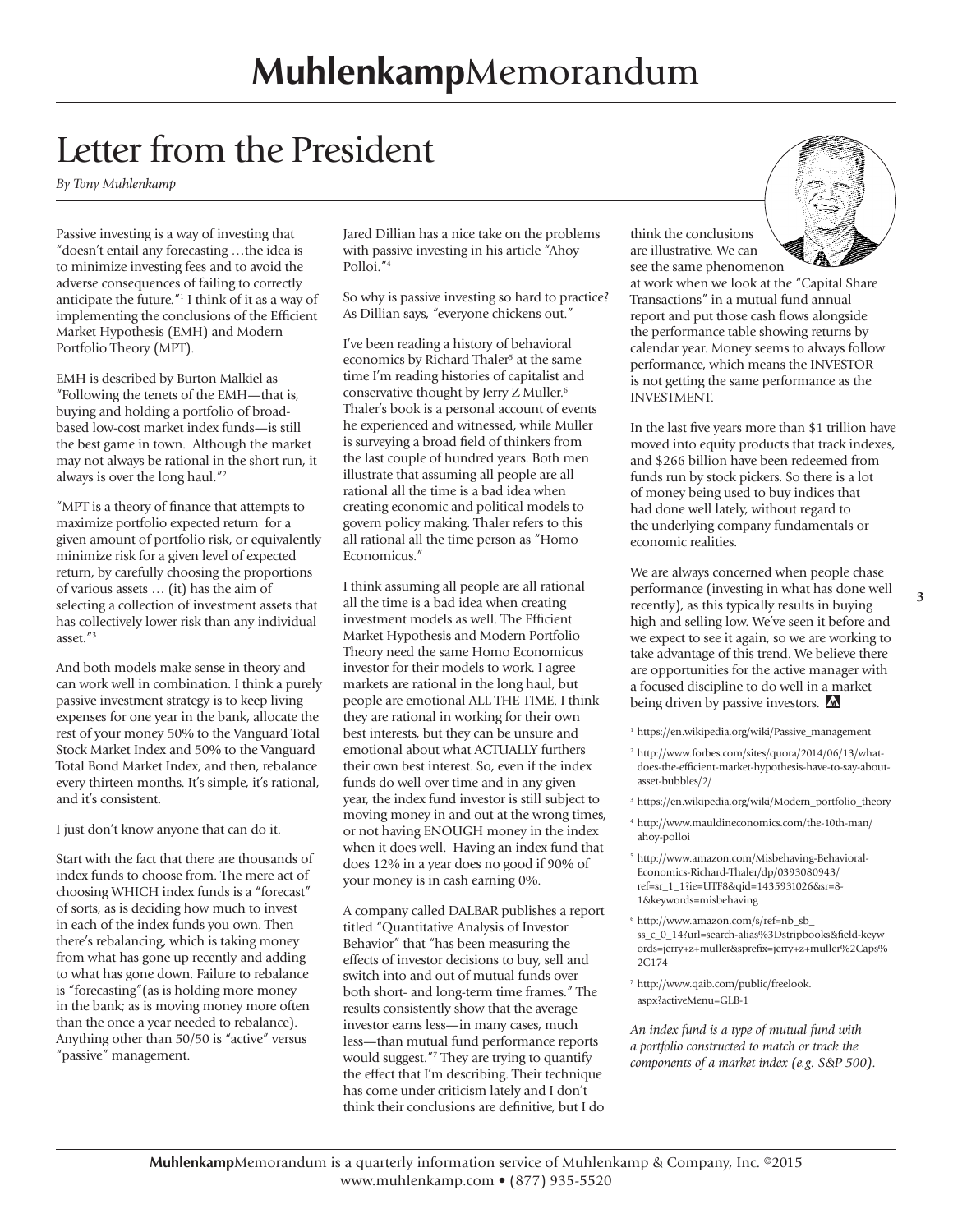# MuhlenkampMemorandum

## Letter from the President

*By Tony Muhlenkamp*

Passive investing is a way of investing that "doesn't entail any forecasting …the idea is to minimize investing fees and to avoid the adverse consequences of failing to correctly anticipate the future."[1] I think of it as a way of implementing the conclusions of the Efficient Market Hypothesis (EMH) and Modern Portfolio Theory (MPT).

EMH is described by Burton Malkiel as "Following the tenets of the EMH—that is, buying and holding a portfolio of broad-based low-cost market index funds—is still the best game in town. Although the market may not always be rational in the short run, it always is over the long haul."[2]

"MPT is a theory of finance that attempts to maximize portfolio expected return for a given amount of portfolio risk, or equivalently minimize risk for a given level of expected return, by carefully choosing the proportions of various assets … (it) has the aim of selecting a collection of investment assets that has collectively lower risk than any individual asset."[3]

And both models make sense in theory and can work well in combination. I think a purely passive investment strategy is to keep living expenses for one year in the bank, allocate the rest of your money 50% to the Vanguard Total Stock Market Index and 50% to the Vanguard Total Bond Market Index, and then, rebalance every thirteen months. It's simple, it's rational, and it's consistent.

I just don't know anyone that can do it.

Start with the fact that there are thousands of index funds to choose from. The mere act of choosing WHICH index funds is a "forecast" of sorts, as is deciding how much to invest in each of the index funds you own. Then there's rebalancing, which is taking money from what has gone up recently and adding to what has gone down. Failure to rebalance is "forecasting"(as is holding more money in the bank; as is moving money more often than the once a year needed to rebalance). Anything other than 50/50 is "active" versus "passive" management.

Jared Dillian has a nice take on the problems with passive investing in his article "Ahoy Polloi."[4]

So why is passive investing so hard to practice? As Dillian says, "everyone chickens out."

I've been reading a history of behavioral economics by Richard Thaler[5] at the same time I'm reading histories of capitalist and conservative thought by Jerry Z Muller.[6] Thaler's book is a personal account of events he experienced and witnessed, while Muller is surveying a broad field of thinkers from the last couple of hundred years. Both men illustrate that assuming all people are all rational all the time is a bad idea when creating economic and political models to govern policy making. Thaler refers to this all rational all the time person as "Homo Economicus."

I think assuming all people are all rational all the time is a bad idea when creating investment models as well. The Efficient Market Hypothesis and Modern Portfolio Theory need the same Homo Economicus investor for their models to work. I agree markets are rational in the long haul, but people are emotional ALL THE TIME. I think they are rational in working for their own best interests, but they can be unsure and emotional about what ACTUALLY furthers their own best interest. So, even if the index funds do well over time and in any given year, the index fund investor is still subject to moving money in and out at the wrong times, or not having ENOUGH money in the index when it does well. Having an index fund that does 12% in a year does no good if 90% of your money is in cash earning 0%.

A company called DALBAR publishes a report titled "Quantitative Analysis of Investor Behavior" that "has been measuring the effects of investor decisions to buy, sell and switch into and out of mutual funds over both short- and long-term time frames." The results consistently show that the average investor earns less—in many cases, much less—than mutual fund performance reports would suggest."[7] They are trying to quantify the effect that I'm describing. Their technique has come under criticism lately and I don't think their conclusions are definitive, but I do think the conclusions are illustrative. We can see the same phenomenon at work when we look at the "Capital Share Transactions" in a mutual fund annual report and put those cash flows alongside the performance table showing returns by calendar year. Money seems to always follow performance, which means the INVESTOR is not getting the same performance as the INVESTMENT.

In the last five years more than $1 trillion have moved into equity products that track indexes, and $266 billion have been redeemed from funds run by stock pickers. So there is a lot of money being used to buy indices that had done well lately, without regard to the underlying company fundamentals or economic realities.

We are always concerned when people chase performance (investing in what has done well recently), as this typically results in buying high and selling low. We've seen it before and we expect to see it again, so we are working to take advantage of this trend. We believe there are opportunities for the active manager with a focused discipline to do well in a market being driven by passive investors.

[1] https://en.wikipedia.org/wiki/Passive_management

[2] http://www.forbes.com/sites/quora/2014/06/13/what-does-the-efficient-market-hypothesis-have-to-say-about-asset-bubbles/2/

[3] https://en.wikipedia.org/wiki/Modern_portfolio_theory

[4] http://www.mauldineconomics.com/the-10th-man/ahoy-polloi

[5] http://www.amazon.com/Misbehaving-Behavioral-Economics-Richard-Thaler/dp/0393080943/ref=sr_1_1?ie=UTF8&qid=1435931026&sr=8-1&keywords=misbehaving

[6] http://www.amazon.com/s/ref=nb_sb_ss_c_0_14?url=search-alias%3Dstripbooks&field-keywords=jerry+z+muller&sprefix=jerry+z+muller%2Caps%2C174

[7] http://www.qaib.com/public/freelook.aspx?activeMenu=GLB-1

*An index fund is a type of mutual fund with a portfolio constructed to match or track the components of a market index (e.g. S&P 500).*

**Muhlenkamp**Memorandum is a quarterly information service of Muhlenkamp & Company, Inc. ©2015
www.muhlenkamp.com • (877) 935-5520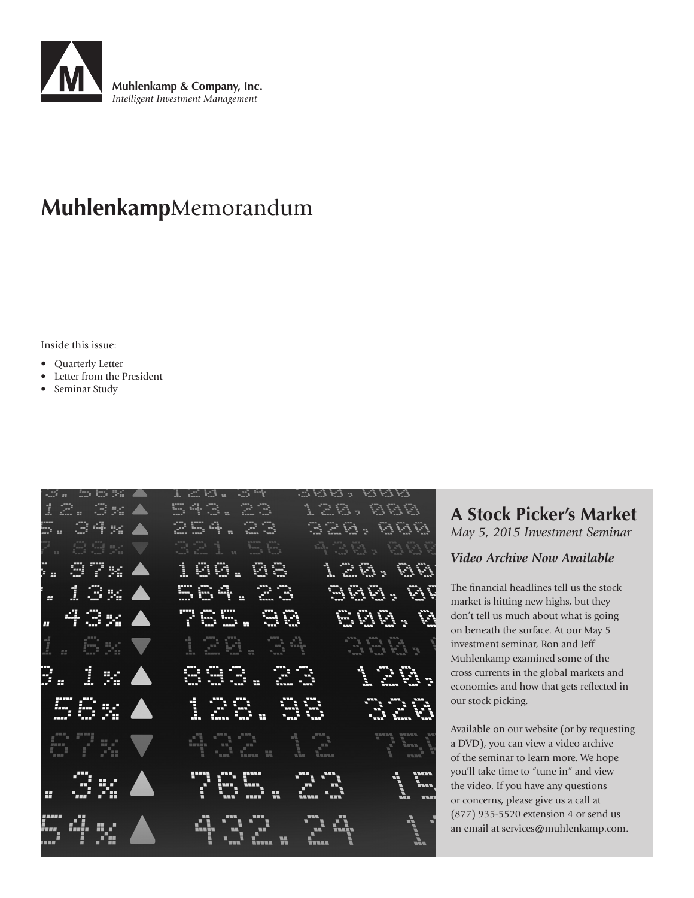Muhlenkamp & Company, Inc.
*Intelligent Investment Management*

# **Muhlenkamp**Memorandum

Inside this issue:

- Quarterly Letter
- Letter from the President
- Seminar Study

## A Stock Picker's Market

*May 5, 2015 Investment Seminar*

### *Video Archive Now Available*

The financial headlines tell us the stock market is hitting new highs, but they don't tell us much about what is going on beneath the surface. At our May 5 investment seminar, Ron and Jeff Muhlenkamp examined some of the cross currents in the global markets and economies and how that gets reflected in our stock picking.

Available on our website (or by requesting a DVD), you can view a video archive of the seminar to learn more. We hope you'll take time to "tune in" and view the video. If you have any questions or concerns, please give us a call at (877) 935-5520 extension 4 or send us an email at services@muhlenkamp.com.